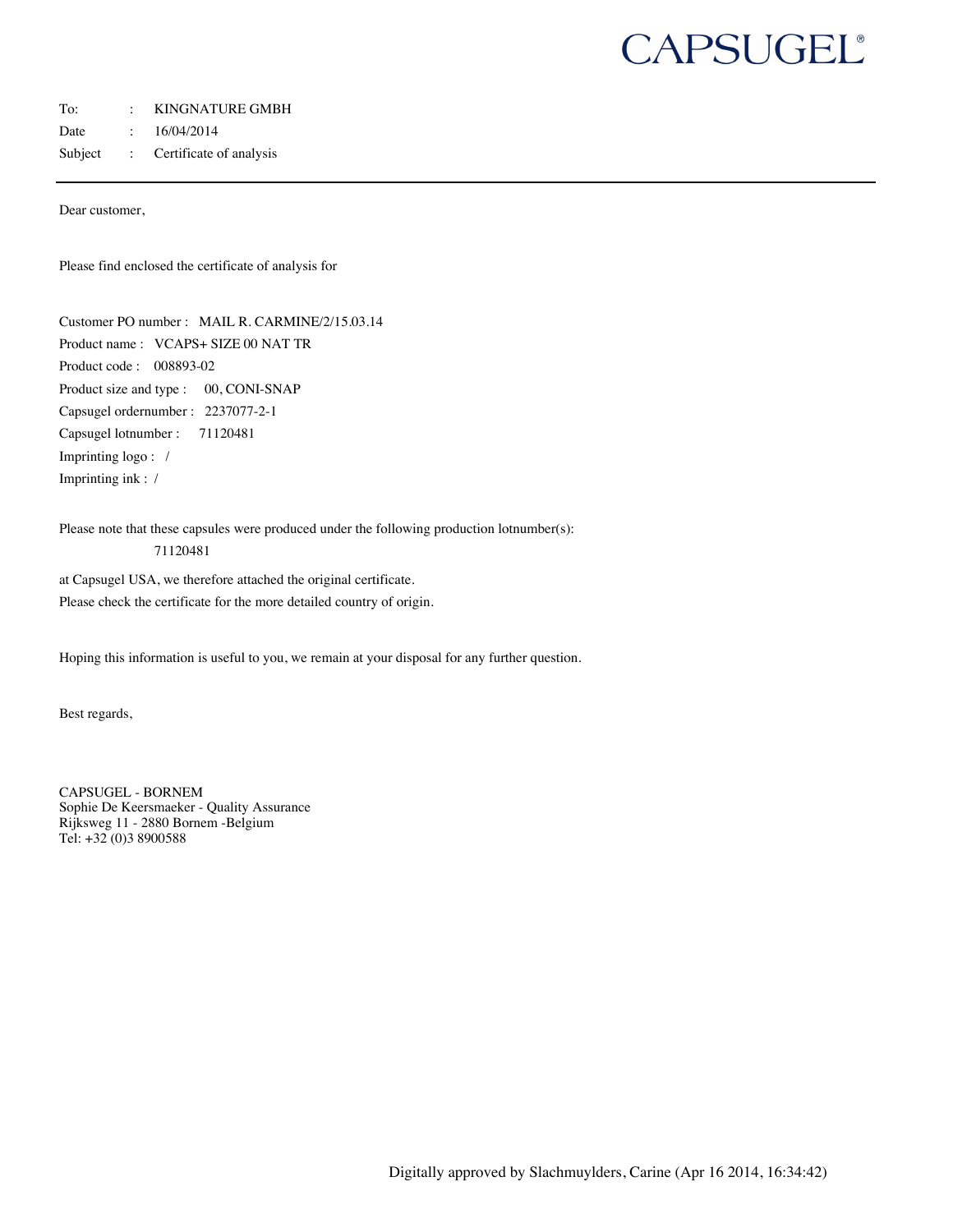# CAPSUGEL®

To: : KINGNATURE GMBH
Date : 16/04/2014
Subject : Certificate of analysis

---

Dear customer,

Please find enclosed the certificate of analysis for

Customer PO number : MAIL R. CARMINE/2/15.03.14
Product name : VCAPS+ SIZE 00 NAT TR
Product code : 008893-02
Product size and type : 00, CONI-SNAP
Capsugel ordernumber : 2237077-2-1
Capsugel lotnumber : 71120481
Imprinting logo : /
Imprinting ink : /

Please note that these capsules were produced under the following production lotnumber(s):
71120481

at Capsugel USA, we therefore attached the original certificate.
Please check the certificate for the more detailed country of origin.

Hoping this information is useful to you, we remain at your disposal for any further question.

Best regards,

CAPSUGEL - BORNEM
Sophie De Keersmaeker - Quality Assurance
Rijksweg 11 - 2880 Bornem -Belgium
Tel: +32 (0)3 8900588

Digitally approved by Slachmuylders, Carine (Apr 16 2014, 16:34:42)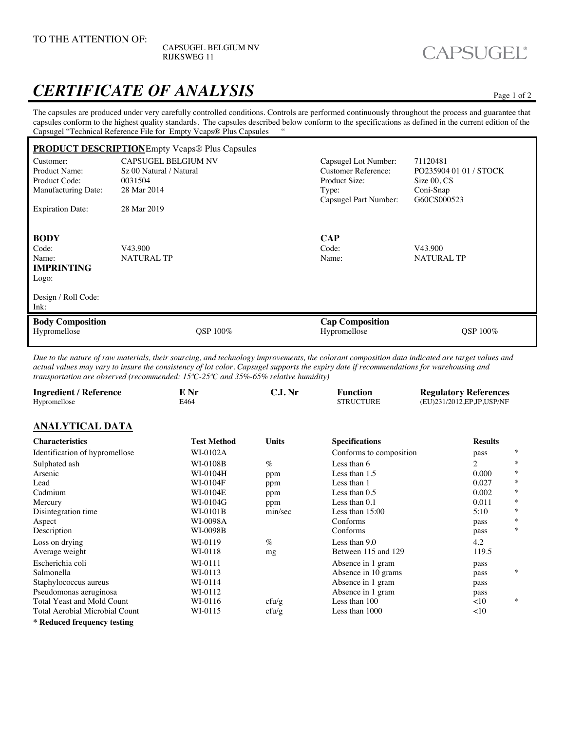TO THE ATTENTION OF:

CAPSUGEL BELGIUM NV
RIJKSWEG 11

CAPSUGEL®

# *CERTIFICATE OF ANALYSIS*

The capsules are produced under very carefully controlled conditions. Controls are performed continuously throughout the process and guarantee that capsules conform to the highest quality standards. The capsules described below conform to the specifications as defined in the current edition of the Capsugel "Technical Reference File for Empty Vcaps® Plus Capsules "

**PRODUCT DESCRIPTION** Empty Vcaps® Plus Capsules

| | | | |
|---|---|---|---|
| Customer: | CAPSUGEL BELGIUM NV | Capsugel Lot Number: | 71120481 |
| Product Name: | Sz 00 Natural / Natural | Customer Reference: | PO235904 01 01 / STOCK |
| Product Code: | 0031504 | Product Size: | Size 00, CS |
| Manufacturing Date: | 28 Mar 2014 | Type: | Coni-Snap |
| | | Capsugel Part Number: | G60CS000523 |
| Expiration Date: | 28 Mar 2019 | | |

**BODY**
Code: V43.900
Name: NATURAL TP

**CAP**
Code: V43.900
Name: NATURAL TP

**IMPRINTING**
Logo:

Design / Roll Code:
Ink:

| **Body Composition** | | **Cap Composition** | |
|---|---|---|---|
| Hypromellose | QSP 100% | Hypromellose | QSP 100% |

*Due to the nature of raw materials, their sourcing, and technology improvements, the colorant composition data indicated are target values and actual values may vary to insure the consistency of lot color. Capsugel supports the expiry date if recommendations for warehousing and transportation are observed (recommended: 15ºC-25ºC and 35%-65% relative humidity)*

| Ingredient / Reference | E Nr | C.I. Nr | Function | Regulatory References |
|---|---|---|---|---|
| Hypromellose | E464 | | STRUCTURE | (EU)231/2012,EP,JP,USP/NF |

## ANALYTICAL DATA

| Characteristics | Test Method | Units | Specifications | Results | |
|---|---|---|---|---|---|
| Identification of hypromellose | WI-0102A | | Conforms to composition | pass | * |
| Sulphated ash | WI-0108B | % | Less than 6 | 2 | * |
| Arsenic | WI-0104H | ppm | Less than 1.5 | 0.000 | * |
| Lead | WI-0104F | ppm | Less than 1 | 0.027 | * |
| Cadmium | WI-0104E | ppm | Less than 0.5 | 0.002 | * |
| Mercury | WI-0104G | ppm | Less than 0.1 | 0.011 | * |
| Disintegration time | WI-0101B | min/sec | Less than 15:00 | 5:10 | * |
| Aspect | WI-0098A | | Conforms | pass | * |
| Description | WI-0098B | | Conforms | pass | * |
| Loss on drying | WI-0119 | % | Less than 9.0 | 4.2 | |
| Average weight | WI-0118 | mg | Between 115 and 129 | 119.5 | |
| Escherichia coli | WI-0111 | | Absence in 1 gram | pass | |
| Salmonella | WI-0113 | | Absence in 10 grams | pass | * |
| Staphylococcus aureus | WI-0114 | | Absence in 1 gram | pass | |
| Pseudomonas aeruginosa | WI-0112 | | Absence in 1 gram | pass | |
| Total Yeast and Mold Count | WI-0116 | cfu/g | Less than 100 | <10 | * |
| Total Aerobial Microbial Count | WI-0115 | cfu/g | Less than 1000 | <10 | |

**\* Reduced frequency testing**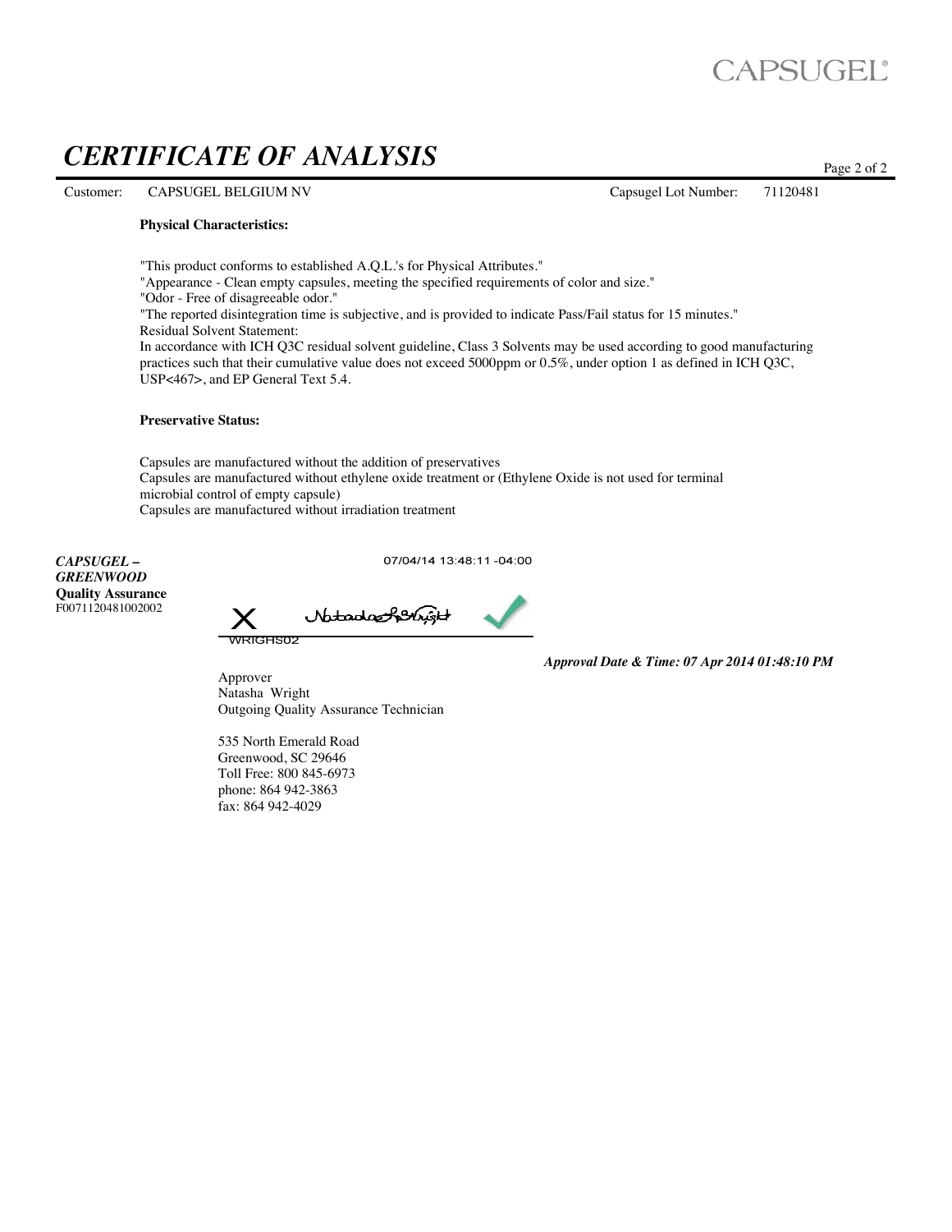CAPSUGEL®

# CERTIFICATE OF ANALYSIS

Customer: CAPSUGEL BELGIUM NV    Capsugel Lot Number: 71120481

**Physical Characteristics:**

"This product conforms to established A.Q.L.'s for Physical Attributes."
"Appearance - Clean empty capsules, meeting the specified requirements of color and size."
"Odor - Free of disagreeable odor."
"The reported disintegration time is subjective, and is provided to indicate Pass/Fail status for 15 minutes."
Residual Solvent Statement:
In accordance with ICH Q3C residual solvent guideline, Class 3 Solvents may be used according to good manufacturing practices such that their cumulative value does not exceed 5000ppm or 0.5%, under option 1 as defined in ICH Q3C, USP<467>, and EP General Text 5.4.

**Preservative Status:**

Capsules are manufactured without the addition of preservatives
Capsules are manufactured without ethylene oxide treatment or (Ethylene Oxide is not used for terminal microbial control of empty capsule)
Capsules are manufactured without irradiation treatment

***CAPSUGEL – GREENWOOD***
**Quality Assurance**
F0071120481002002

07/04/14 13:48:11 -04:00

X Natasha Wright
WRIGHS02

***Approval Date & Time: 07 Apr 2014 01:48:10 PM***

Approver
Natasha Wright
Outgoing Quality Assurance Technician

535 North Emerald Road
Greenwood, SC 29646
Toll Free: 800 845-6973
phone: 864 942-3863
fax: 864 942-4029